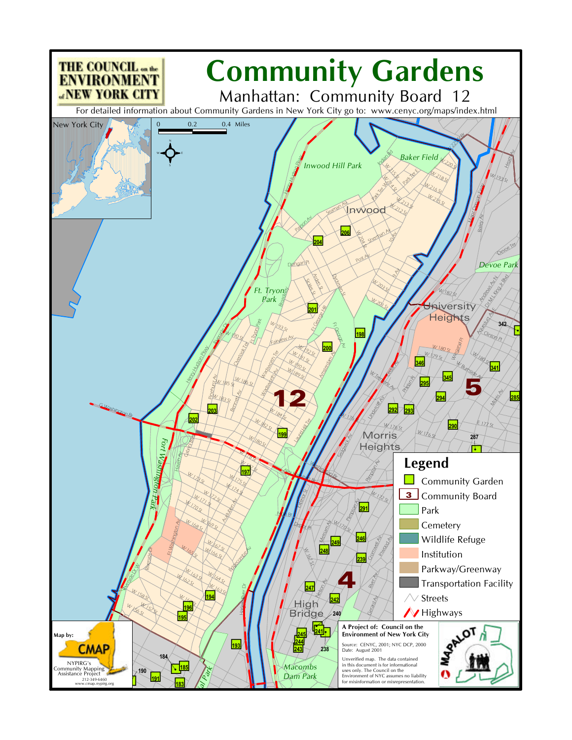# Community Gardens

## Manhattan: Community Board 12

For detailed information about Community Gardens in New York City go to: www.cenyc.org/maps/index.html

THE COUNCIL on the ENVIRONMENT of NEW YORK CITY

## Legend

- Community Garden
- 3 Community Board
- Park
- Cemetery
- Wildlife Refuge
- Institution
- Parkway/Greenway
- Transportation Facility
- Streets
- Highways

Map by: CMAP
NYPIRG's Community Mapping Assistance Project
212-349-6460
www.cmap.nypirg.org

**A Project of: Council on the Environment of New York City**

Source: CENYC, 2001; NYC DCP, 2000
Date: August 2001

Unverified map. The data contained in this document is for informational uses only. The Council on the Environment of NYC assumes no liability for misinformation or misrepresentation.

MAPALOT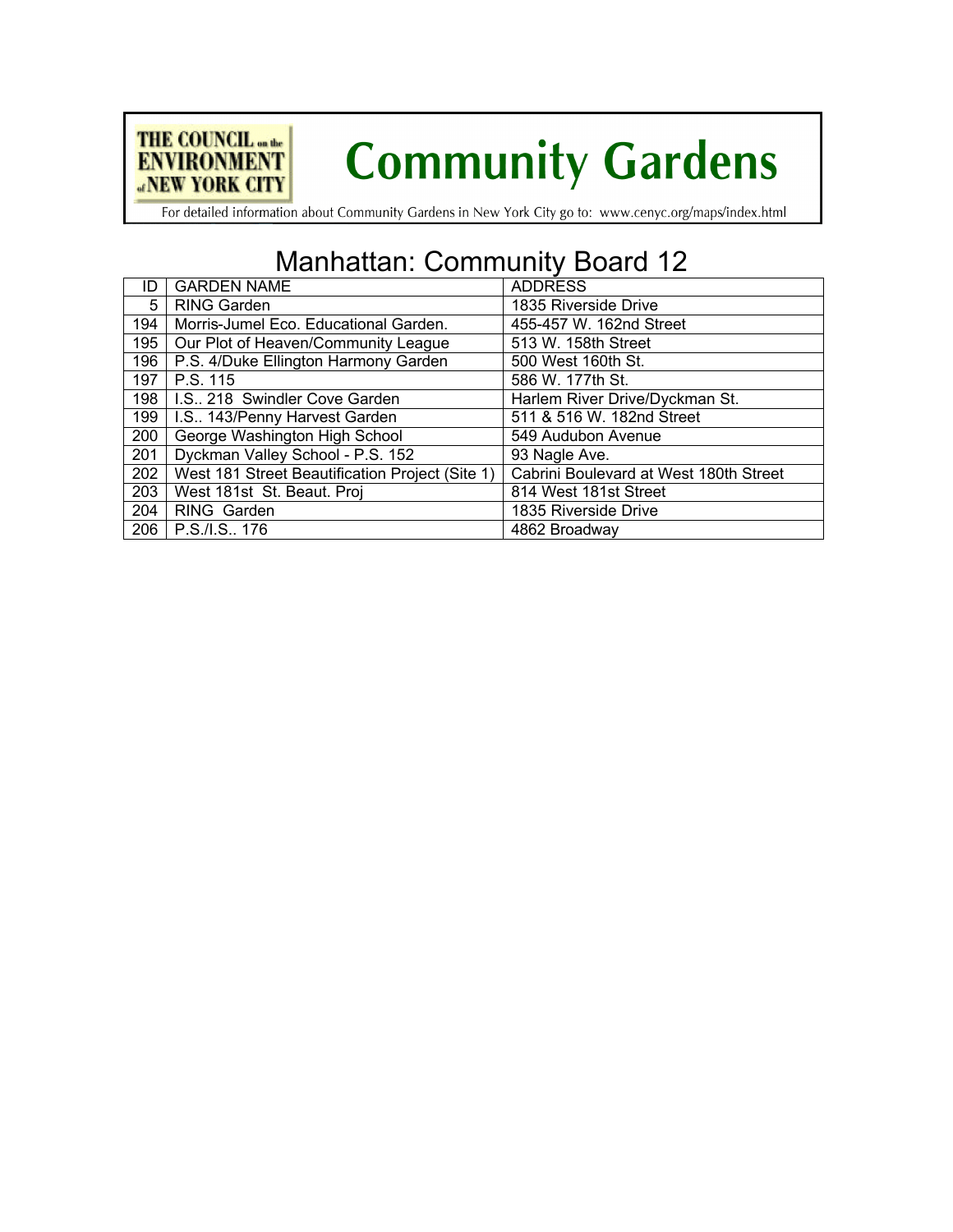THE COUNCIL on the ENVIRONMENT of NEW YORK CITY

# Community Gardens

For detailed information about Community Gardens in New York City go to: www.cenyc.org/maps/index.html

## Manhattan: Community Board 12

| ID | GARDEN NAME | ADDRESS |
|---|---|---|
| 5 | RING Garden | 1835 Riverside Drive |
| 194 | Morris-Jumel Eco. Educational Garden. | 455-457 W. 162nd Street |
| 195 | Our Plot of Heaven/Community League | 513 W. 158th Street |
| 196 | P.S. 4/Duke Ellington Harmony Garden | 500 West 160th St. |
| 197 | P.S. 115 | 586 W. 177th St. |
| 198 | I.S.. 218 Swindler Cove Garden | Harlem River Drive/Dyckman St. |
| 199 | I.S.. 143/Penny Harvest Garden | 511 & 516 W. 182nd Street |
| 200 | George Washington High School | 549 Audubon Avenue |
| 201 | Dyckman Valley School - P.S. 152 | 93 Nagle Ave. |
| 202 | West 181 Street Beautification Project (Site 1) | Cabrini Boulevard at West 180th Street |
| 203 | West 181st St. Beaut. Proj | 814 West 181st Street |
| 204 | RING Garden | 1835 Riverside Drive |
| 206 | P.S./I.S.. 176 | 4862 Broadway |